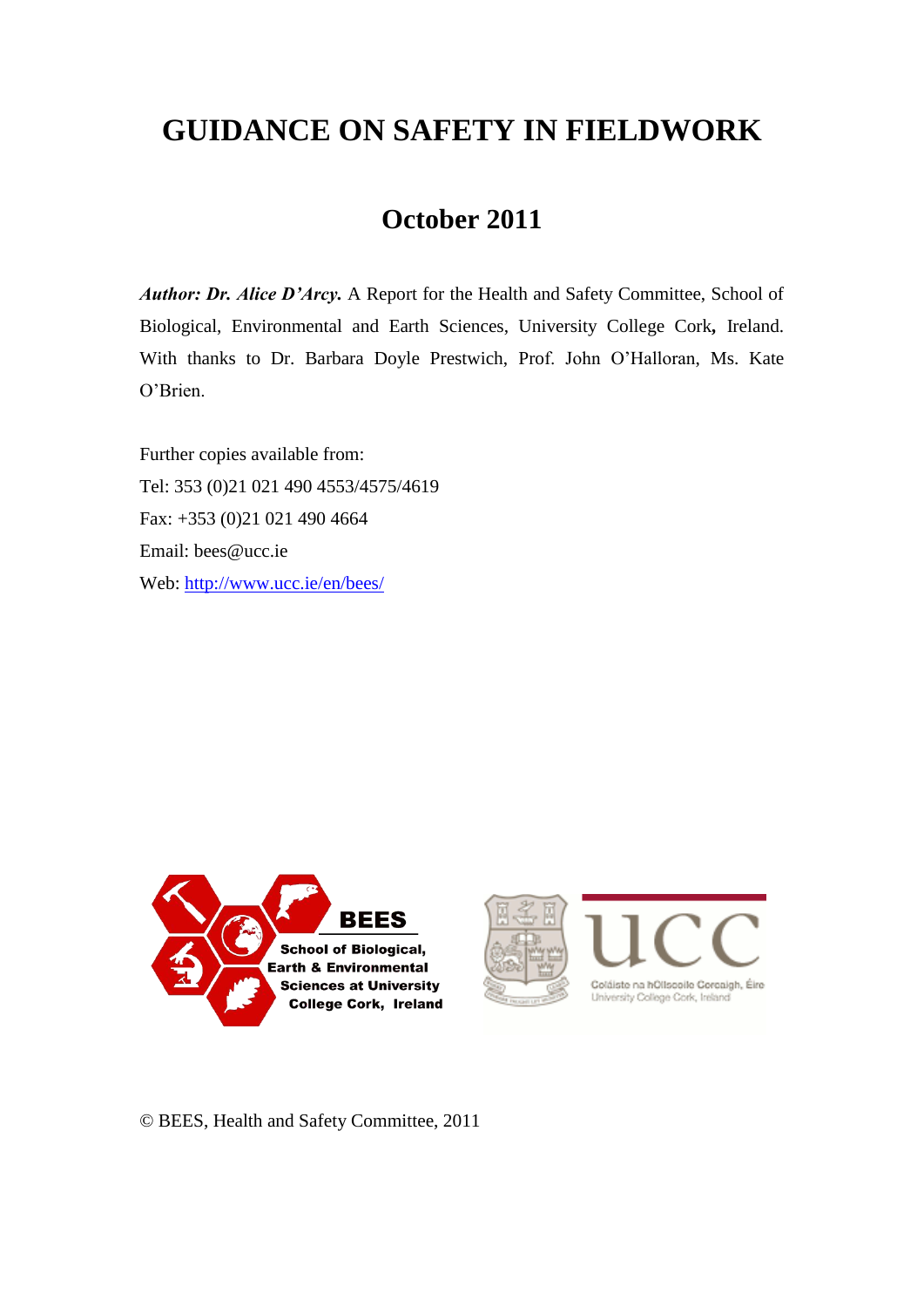# GUIDANCE ON SAFETY IN FIELDWORK

## October 2011

***Author: Dr. Alice D'Arcy.*** A Report for the Health and Safety Committee, School of Biological, Environmental and Earth Sciences, University College Cork**,** Ireland. With thanks to Dr. Barbara Doyle Prestwich, Prof. John O'Halloran, Ms. Kate O'Brien.

Further copies available from:
Tel: 353 (0)21 021 490 4553/4575/4619
Fax: +353 (0)21 021 490 4664
Email: bees@ucc.ie
Web: http://www.ucc.ie/en/bees/

**BEES**
**School of Biological, Earth & Environmental Sciences at University College Cork, Ireland**

ucc
Coláiste na hOllscoile Corcaigh, Éire
University College Cork, Ireland

© BEES, Health and Safety Committee, 2011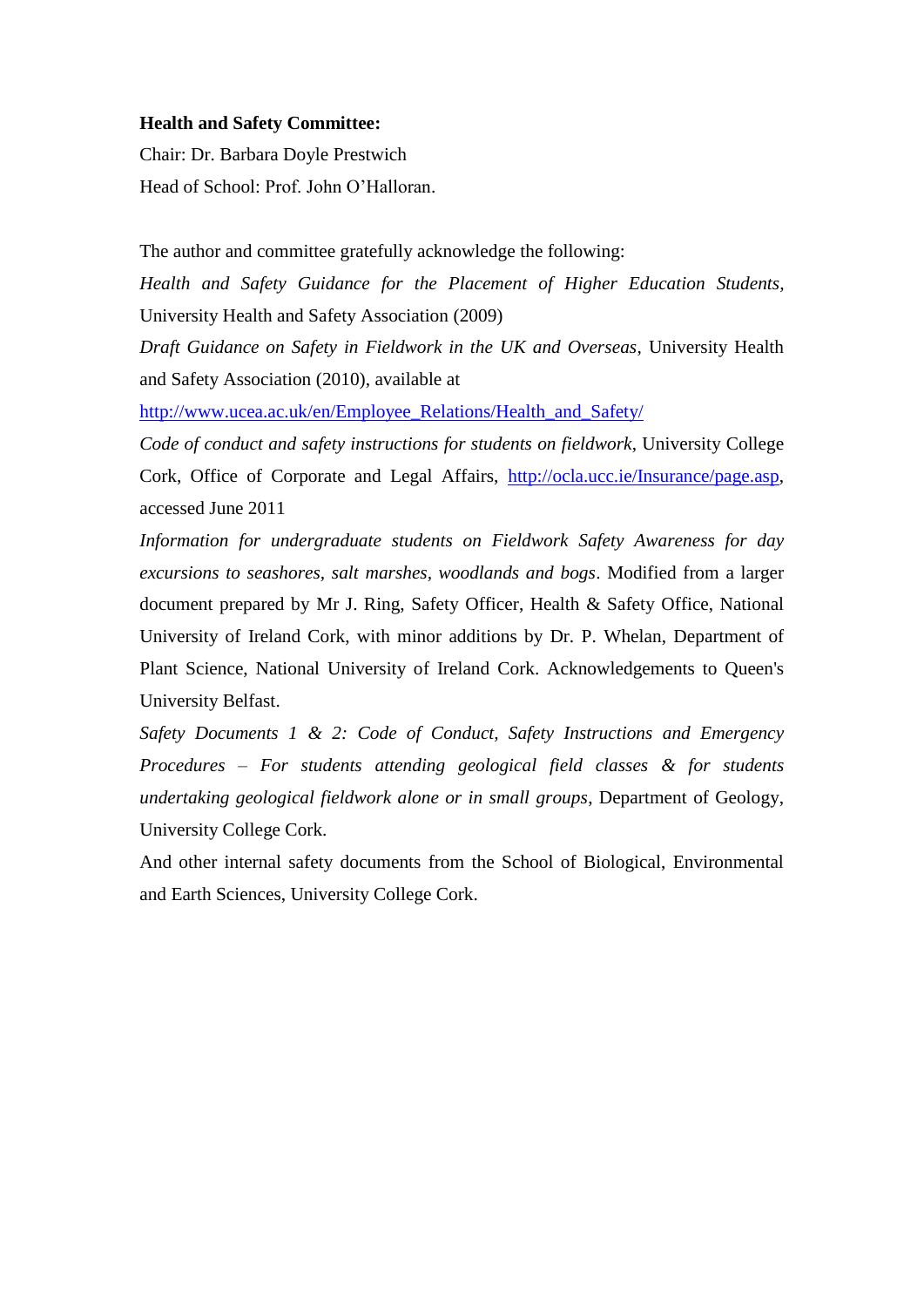**Health and Safety Committee:**

Chair: Dr. Barbara Doyle Prestwich

Head of School: Prof. John O'Halloran.

The author and committee gratefully acknowledge the following:

*Health and Safety Guidance for the Placement of Higher Education Students*, University Health and Safety Association (2009)

*Draft Guidance on Safety in Fieldwork in the UK and Overseas*, University Health and Safety Association (2010), available at http://www.ucea.ac.uk/en/Employee_Relations/Health_and_Safety/

*Code of conduct and safety instructions for students on fieldwork*, University College Cork, Office of Corporate and Legal Affairs, http://ocla.ucc.ie/Insurance/page.asp, accessed June 2011

*Information for undergraduate students on Fieldwork Safety Awareness for day excursions to seashores, salt marshes, woodlands and bogs*. Modified from a larger document prepared by Mr J. Ring, Safety Officer, Health & Safety Office, National University of Ireland Cork, with minor additions by Dr. P. Whelan, Department of Plant Science, National University of Ireland Cork. Acknowledgements to Queen's University Belfast.

*Safety Documents 1 & 2: Code of Conduct, Safety Instructions and Emergency Procedures – For students attending geological field classes & for students undertaking geological fieldwork alone or in small groups*, Department of Geology, University College Cork.

And other internal safety documents from the School of Biological, Environmental and Earth Sciences, University College Cork.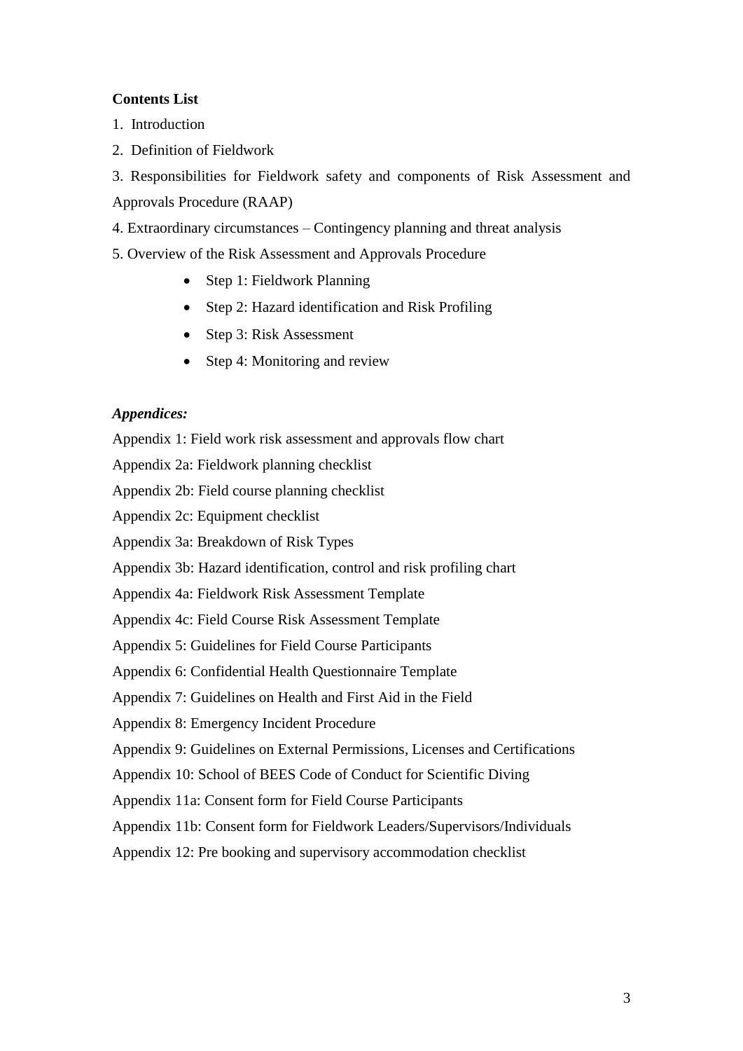**Contents List**

1. Introduction
2. Definition of Fieldwork
3. Responsibilities for Fieldwork safety and components of Risk Assessment and Approvals Procedure (RAAP)
4. Extraordinary circumstances – Contingency planning and threat analysis
5. Overview of the Risk Assessment and Approvals Procedure
    - Step 1: Fieldwork Planning
    - Step 2: Hazard identification and Risk Profiling
    - Step 3: Risk Assessment
    - Step 4: Monitoring and review

***Appendices:***

Appendix 1: Field work risk assessment and approvals flow chart

Appendix 2a: Fieldwork planning checklist

Appendix 2b: Field course planning checklist

Appendix 2c: Equipment checklist

Appendix 3a: Breakdown of Risk Types

Appendix 3b: Hazard identification, control and risk profiling chart

Appendix 4a: Fieldwork Risk Assessment Template

Appendix 4c: Field Course Risk Assessment Template

Appendix 5: Guidelines for Field Course Participants

Appendix 6: Confidential Health Questionnaire Template

Appendix 7: Guidelines on Health and First Aid in the Field

Appendix 8: Emergency Incident Procedure

Appendix 9: Guidelines on External Permissions, Licenses and Certifications

Appendix 10: School of BEES Code of Conduct for Scientific Diving

Appendix 11a: Consent form for Field Course Participants

Appendix 11b: Consent form for Fieldwork Leaders/Supervisors/Individuals

Appendix 12: Pre booking and supervisory accommodation checklist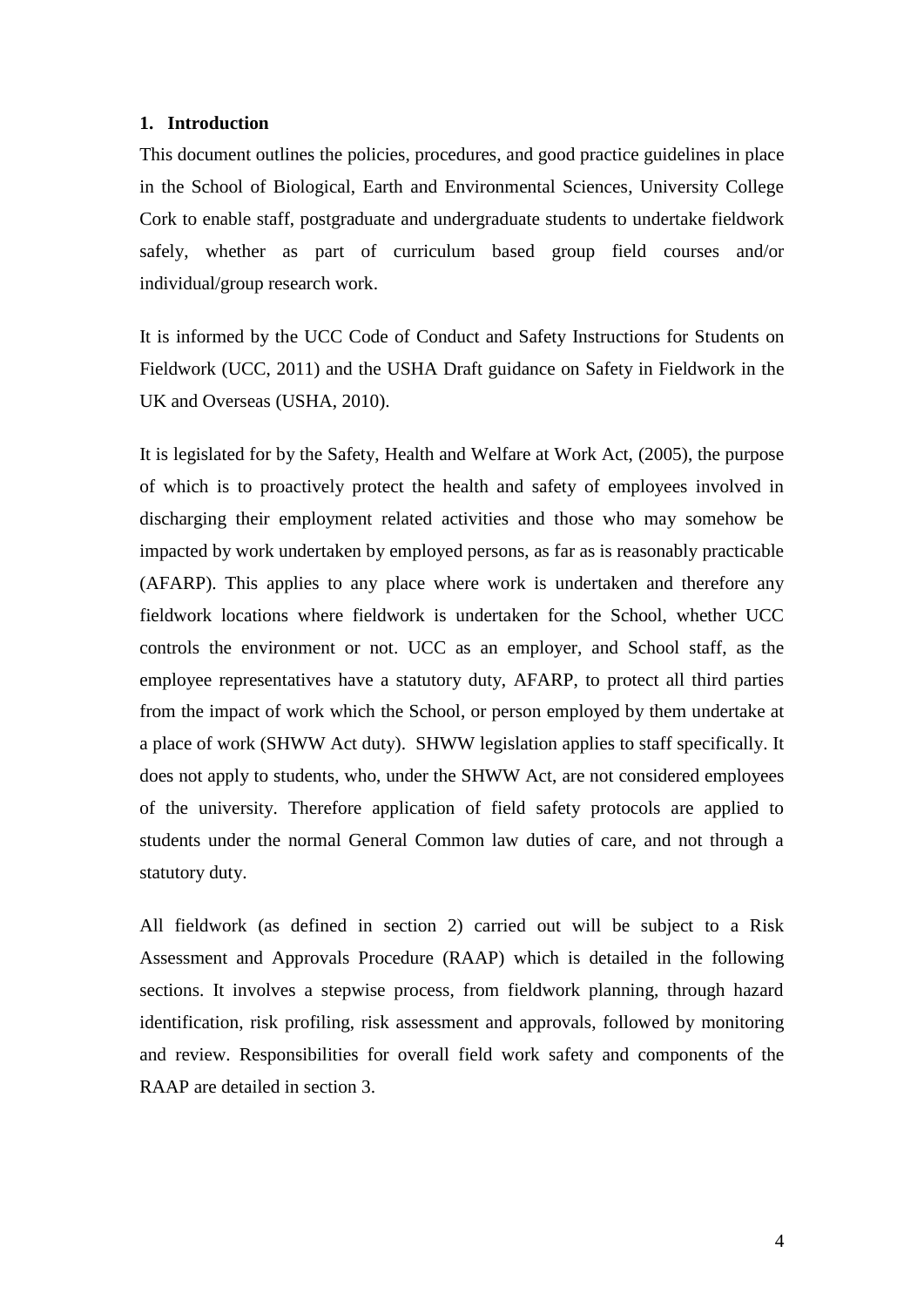## 1. Introduction

This document outlines the policies, procedures, and good practice guidelines in place in the School of Biological, Earth and Environmental Sciences, University College Cork to enable staff, postgraduate and undergraduate students to undertake fieldwork safely, whether as part of curriculum based group field courses and/or individual/group research work.

It is informed by the UCC Code of Conduct and Safety Instructions for Students on Fieldwork (UCC, 2011) and the USHA Draft guidance on Safety in Fieldwork in the UK and Overseas (USHA, 2010).

It is legislated for by the Safety, Health and Welfare at Work Act, (2005), the purpose of which is to proactively protect the health and safety of employees involved in discharging their employment related activities and those who may somehow be impacted by work undertaken by employed persons, as far as is reasonably practicable (AFARP). This applies to any place where work is undertaken and therefore any fieldwork locations where fieldwork is undertaken for the School, whether UCC controls the environment or not. UCC as an employer, and School staff, as the employee representatives have a statutory duty, AFARP, to protect all third parties from the impact of work which the School, or person employed by them undertake at a place of work (SHWW Act duty). SHWW legislation applies to staff specifically. It does not apply to students, who, under the SHWW Act, are not considered employees of the university. Therefore application of field safety protocols are applied to students under the normal General Common law duties of care, and not through a statutory duty.

All fieldwork (as defined in section 2) carried out will be subject to a Risk Assessment and Approvals Procedure (RAAP) which is detailed in the following sections. It involves a stepwise process, from fieldwork planning, through hazard identification, risk profiling, risk assessment and approvals, followed by monitoring and review. Responsibilities for overall field work safety and components of the RAAP are detailed in section 3.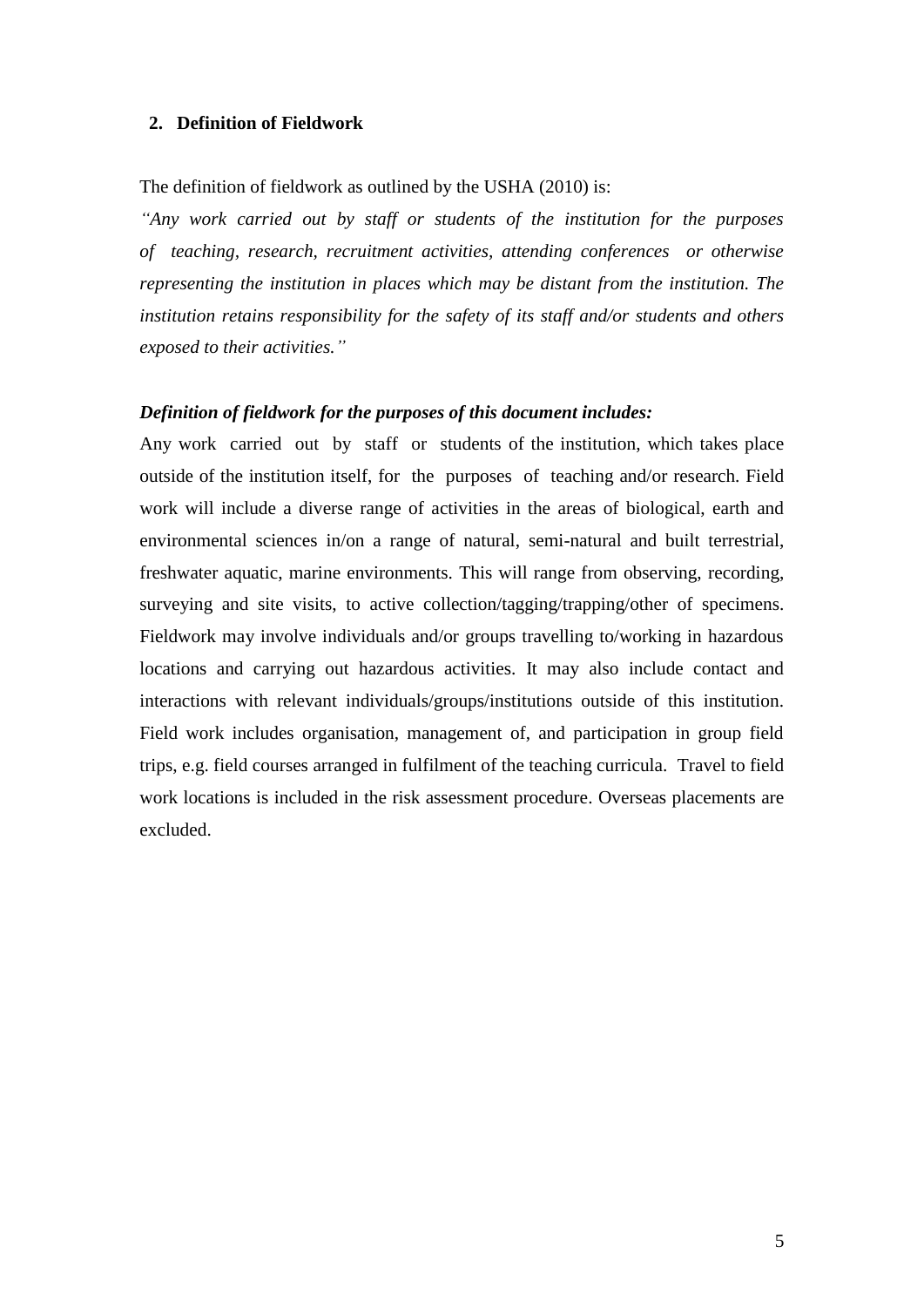## 2. Definition of Fieldwork

The definition of fieldwork as outlined by the USHA (2010) is:

*"Any work carried out by staff or students of the institution for the purposes of teaching, research, recruitment activities, attending conferences or otherwise representing the institution in places which may be distant from the institution. The institution retains responsibility for the safety of its staff and/or students and others exposed to their activities."*

***Definition of fieldwork for the purposes of this document includes:***

Any work carried out by staff or students of the institution, which takes place outside of the institution itself, for the purposes of teaching and/or research. Field work will include a diverse range of activities in the areas of biological, earth and environmental sciences in/on a range of natural, semi-natural and built terrestrial, freshwater aquatic, marine environments. This will range from observing, recording, surveying and site visits, to active collection/tagging/trapping/other of specimens. Fieldwork may involve individuals and/or groups travelling to/working in hazardous locations and carrying out hazardous activities. It may also include contact and interactions with relevant individuals/groups/institutions outside of this institution. Field work includes organisation, management of, and participation in group field trips, e.g. field courses arranged in fulfilment of the teaching curricula. Travel to field work locations is included in the risk assessment procedure. Overseas placements are excluded.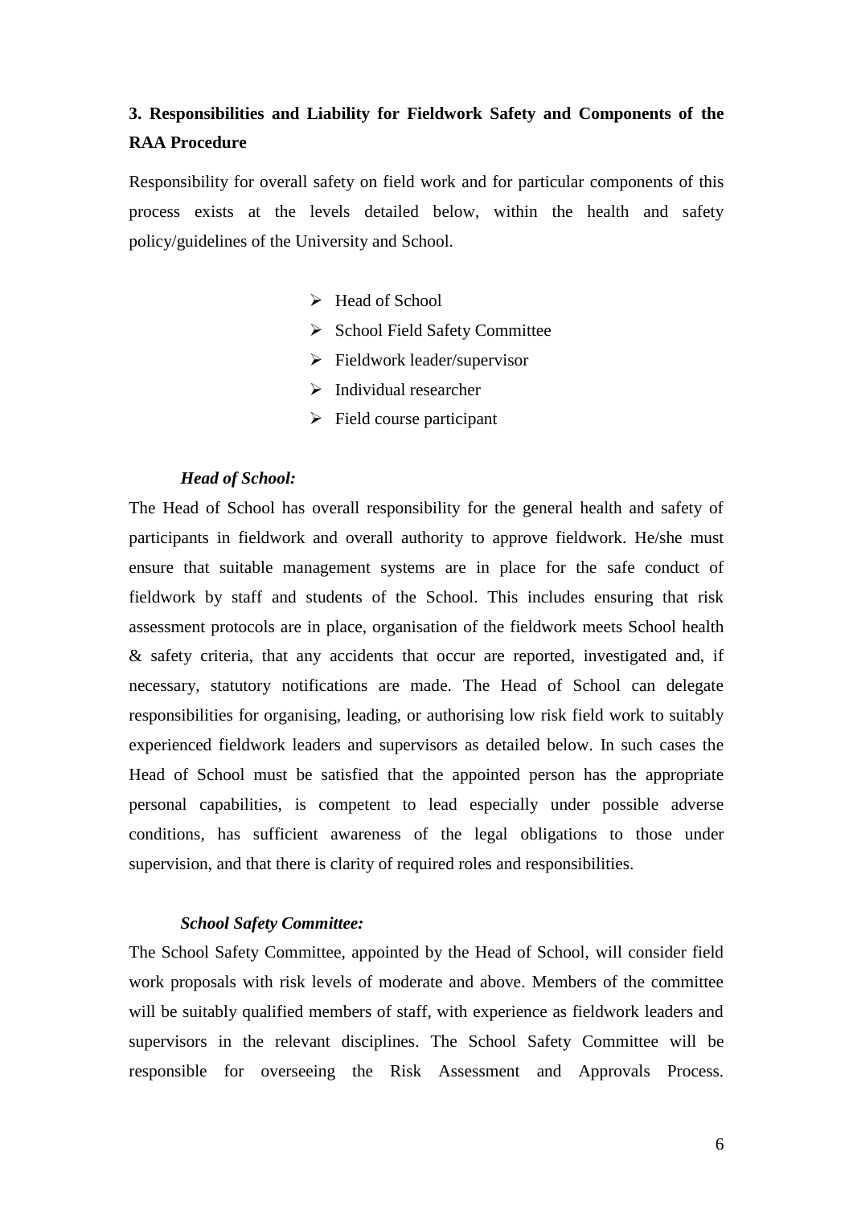## 3. Responsibilities and Liability for Fieldwork Safety and Components of the RAA Procedure

Responsibility for overall safety on field work and for particular components of this process exists at the levels detailed below, within the health and safety policy/guidelines of the University and School.

- Head of School
- School Field Safety Committee
- Fieldwork leader/supervisor
- Individual researcher
- Field course participant

***Head of School:***

The Head of School has overall responsibility for the general health and safety of participants in fieldwork and overall authority to approve fieldwork. He/she must ensure that suitable management systems are in place for the safe conduct of fieldwork by staff and students of the School. This includes ensuring that risk assessment protocols are in place, organisation of the fieldwork meets School health & safety criteria, that any accidents that occur are reported, investigated and, if necessary, statutory notifications are made. The Head of School can delegate responsibilities for organising, leading, or authorising low risk field work to suitably experienced fieldwork leaders and supervisors as detailed below. In such cases the Head of School must be satisfied that the appointed person has the appropriate personal capabilities, is competent to lead especially under possible adverse conditions, has sufficient awareness of the legal obligations to those under supervision, and that there is clarity of required roles and responsibilities.

***School Safety Committee:***

The School Safety Committee, appointed by the Head of School, will consider field work proposals with risk levels of moderate and above. Members of the committee will be suitably qualified members of staff, with experience as fieldwork leaders and supervisors in the relevant disciplines. The School Safety Committee will be responsible for overseeing the Risk Assessment and Approvals Process.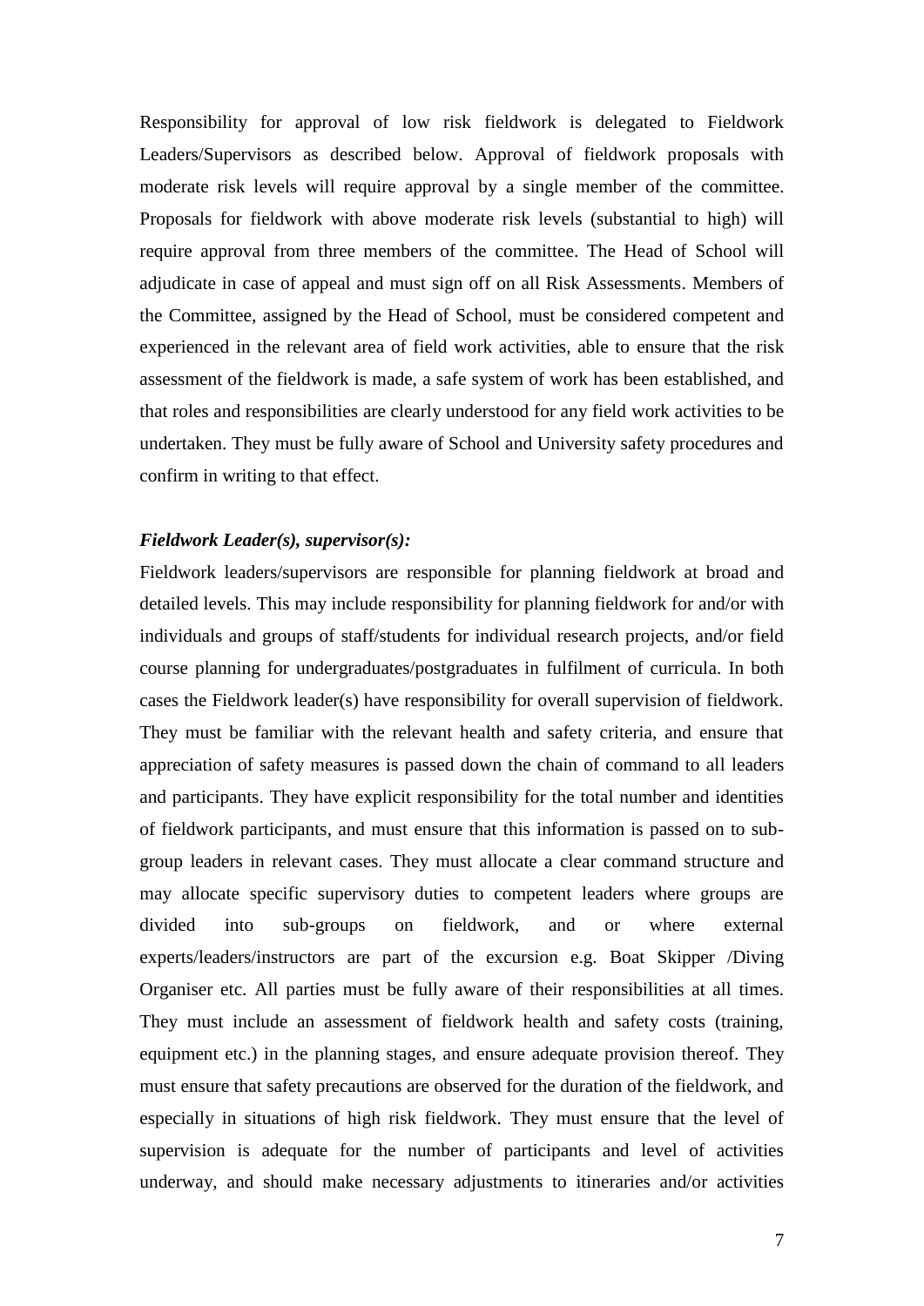Responsibility for approval of low risk fieldwork is delegated to Fieldwork Leaders/Supervisors as described below. Approval of fieldwork proposals with moderate risk levels will require approval by a single member of the committee. Proposals for fieldwork with above moderate risk levels (substantial to high) will require approval from three members of the committee. The Head of School will adjudicate in case of appeal and must sign off on all Risk Assessments. Members of the Committee, assigned by the Head of School, must be considered competent and experienced in the relevant area of field work activities, able to ensure that the risk assessment of the fieldwork is made, a safe system of work has been established, and that roles and responsibilities are clearly understood for any field work activities to be undertaken. They must be fully aware of School and University safety procedures and confirm in writing to that effect.

***Fieldwork Leader(s), supervisor(s):***

Fieldwork leaders/supervisors are responsible for planning fieldwork at broad and detailed levels. This may include responsibility for planning fieldwork for and/or with individuals and groups of staff/students for individual research projects, and/or field course planning for undergraduates/postgraduates in fulfilment of curricula. In both cases the Fieldwork leader(s) have responsibility for overall supervision of fieldwork. They must be familiar with the relevant health and safety criteria, and ensure that appreciation of safety measures is passed down the chain of command to all leaders and participants. They have explicit responsibility for the total number and identities of fieldwork participants, and must ensure that this information is passed on to sub-group leaders in relevant cases. They must allocate a clear command structure and may allocate specific supervisory duties to competent leaders where groups are divided into sub-groups on fieldwork, and or where external experts/leaders/instructors are part of the excursion e.g. Boat Skipper /Diving Organiser etc. All parties must be fully aware of their responsibilities at all times. They must include an assessment of fieldwork health and safety costs (training, equipment etc.) in the planning stages, and ensure adequate provision thereof. They must ensure that safety precautions are observed for the duration of the fieldwork, and especially in situations of high risk fieldwork. They must ensure that the level of supervision is adequate for the number of participants and level of activities underway, and should make necessary adjustments to itineraries and/or activities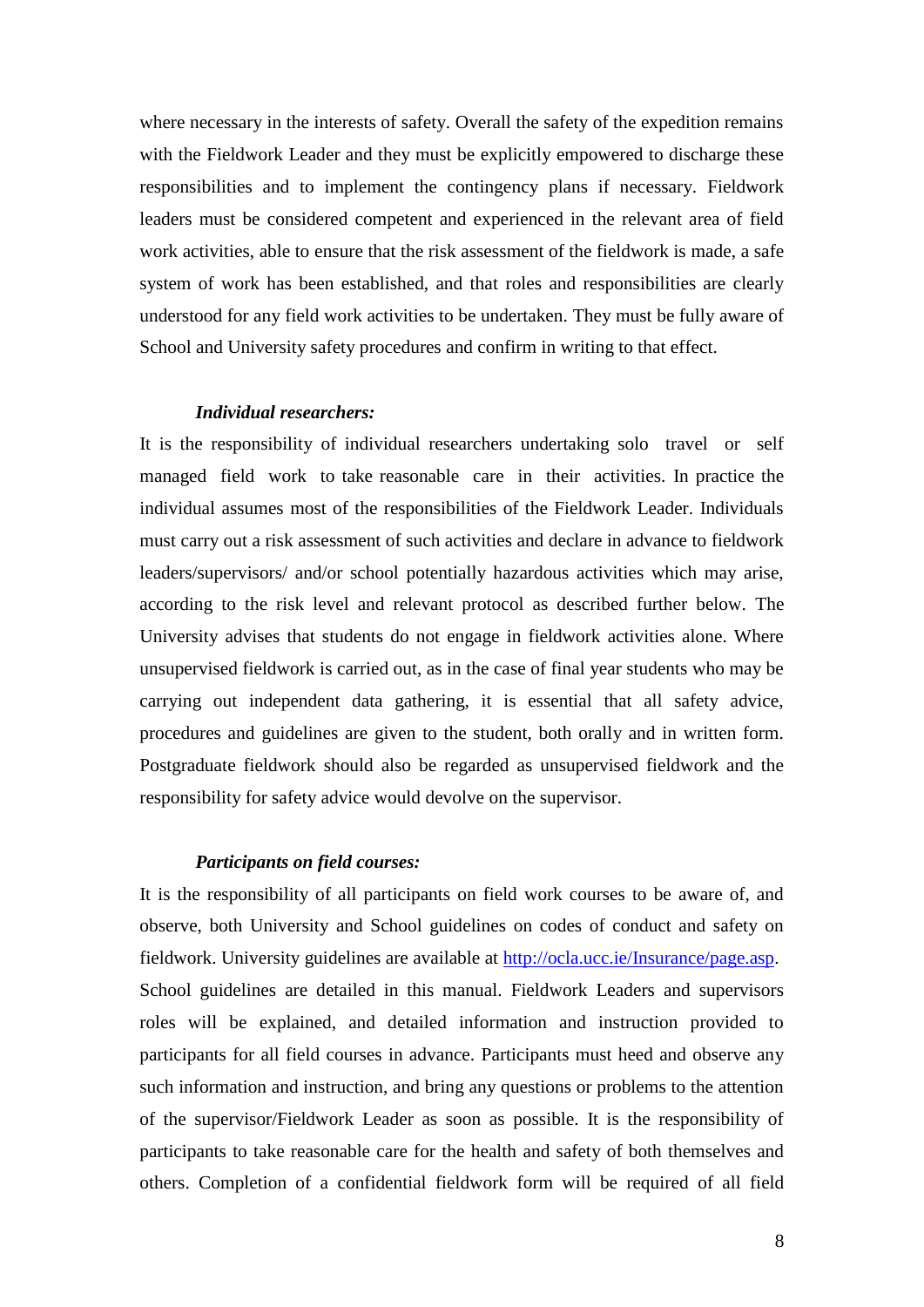where necessary in the interests of safety. Overall the safety of the expedition remains with the Fieldwork Leader and they must be explicitly empowered to discharge these responsibilities and to implement the contingency plans if necessary. Fieldwork leaders must be considered competent and experienced in the relevant area of field work activities, able to ensure that the risk assessment of the fieldwork is made, a safe system of work has been established, and that roles and responsibilities are clearly understood for any field work activities to be undertaken. They must be fully aware of School and University safety procedures and confirm in writing to that effect.

***Individual researchers:***

It is the responsibility of individual researchers undertaking solo travel or self managed field work to take reasonable care in their activities. In practice the individual assumes most of the responsibilities of the Fieldwork Leader. Individuals must carry out a risk assessment of such activities and declare in advance to fieldwork leaders/supervisors/ and/or school potentially hazardous activities which may arise, according to the risk level and relevant protocol as described further below. The University advises that students do not engage in fieldwork activities alone. Where unsupervised fieldwork is carried out, as in the case of final year students who may be carrying out independent data gathering, it is essential that all safety advice, procedures and guidelines are given to the student, both orally and in written form. Postgraduate fieldwork should also be regarded as unsupervised fieldwork and the responsibility for safety advice would devolve on the supervisor.

***Participants on field courses:***

It is the responsibility of all participants on field work courses to be aware of, and observe, both University and School guidelines on codes of conduct and safety on fieldwork. University guidelines are available at [http://ocla.ucc.ie/Insurance/page.asp](http://ocla.ucc.ie/Insurance/page.asp). School guidelines are detailed in this manual. Fieldwork Leaders and supervisors roles will be explained, and detailed information and instruction provided to participants for all field courses in advance. Participants must heed and observe any such information and instruction, and bring any questions or problems to the attention of the supervisor/Fieldwork Leader as soon as possible. It is the responsibility of participants to take reasonable care for the health and safety of both themselves and others. Completion of a confidential fieldwork form will be required of all field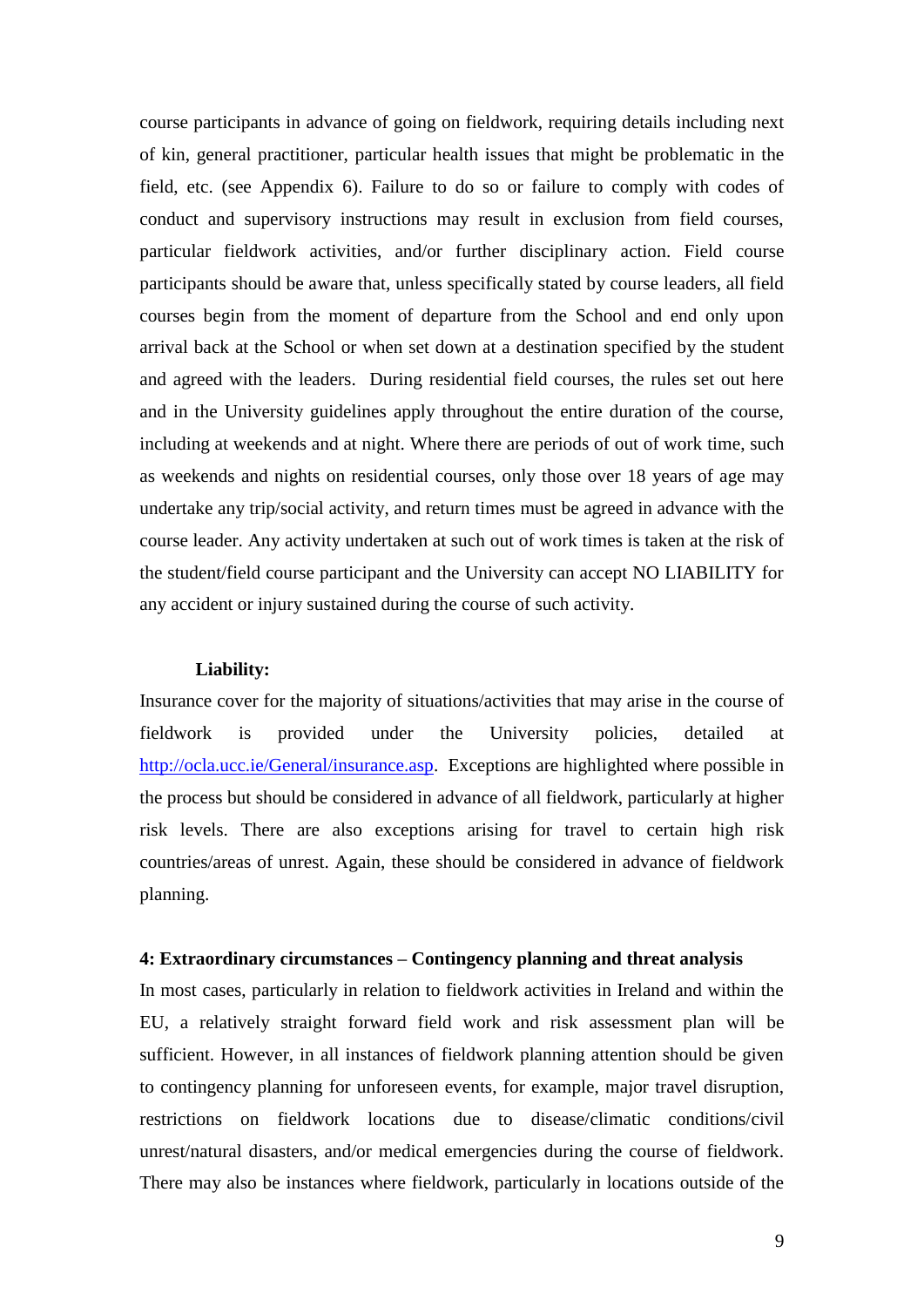course participants in advance of going on fieldwork, requiring details including next of kin, general practitioner, particular health issues that might be problematic in the field, etc. (see Appendix 6). Failure to do so or failure to comply with codes of conduct and supervisory instructions may result in exclusion from field courses, particular fieldwork activities, and/or further disciplinary action. Field course participants should be aware that, unless specifically stated by course leaders, all field courses begin from the moment of departure from the School and end only upon arrival back at the School or when set down at a destination specified by the student and agreed with the leaders. During residential field courses, the rules set out here and in the University guidelines apply throughout the entire duration of the course, including at weekends and at night. Where there are periods of out of work time, such as weekends and nights on residential courses, only those over 18 years of age may undertake any trip/social activity, and return times must be agreed in advance with the course leader. Any activity undertaken at such out of work times is taken at the risk of the student/field course participant and the University can accept NO LIABILITY for any accident or injury sustained during the course of such activity.

**Liability:**

Insurance cover for the majority of situations/activities that may arise in the course of fieldwork is provided under the University policies, detailed at [http://ocla.ucc.ie/General/insurance.asp](http://ocla.ucc.ie/General/insurance.asp). Exceptions are highlighted where possible in the process but should be considered in advance of all fieldwork, particularly at higher risk levels. There are also exceptions arising for travel to certain high risk countries/areas of unrest. Again, these should be considered in advance of fieldwork planning.

**4: Extraordinary circumstances – Contingency planning and threat analysis**

In most cases, particularly in relation to fieldwork activities in Ireland and within the EU, a relatively straight forward field work and risk assessment plan will be sufficient. However, in all instances of fieldwork planning attention should be given to contingency planning for unforeseen events, for example, major travel disruption, restrictions on fieldwork locations due to disease/climatic conditions/civil unrest/natural disasters, and/or medical emergencies during the course of fieldwork. There may also be instances where fieldwork, particularly in locations outside of the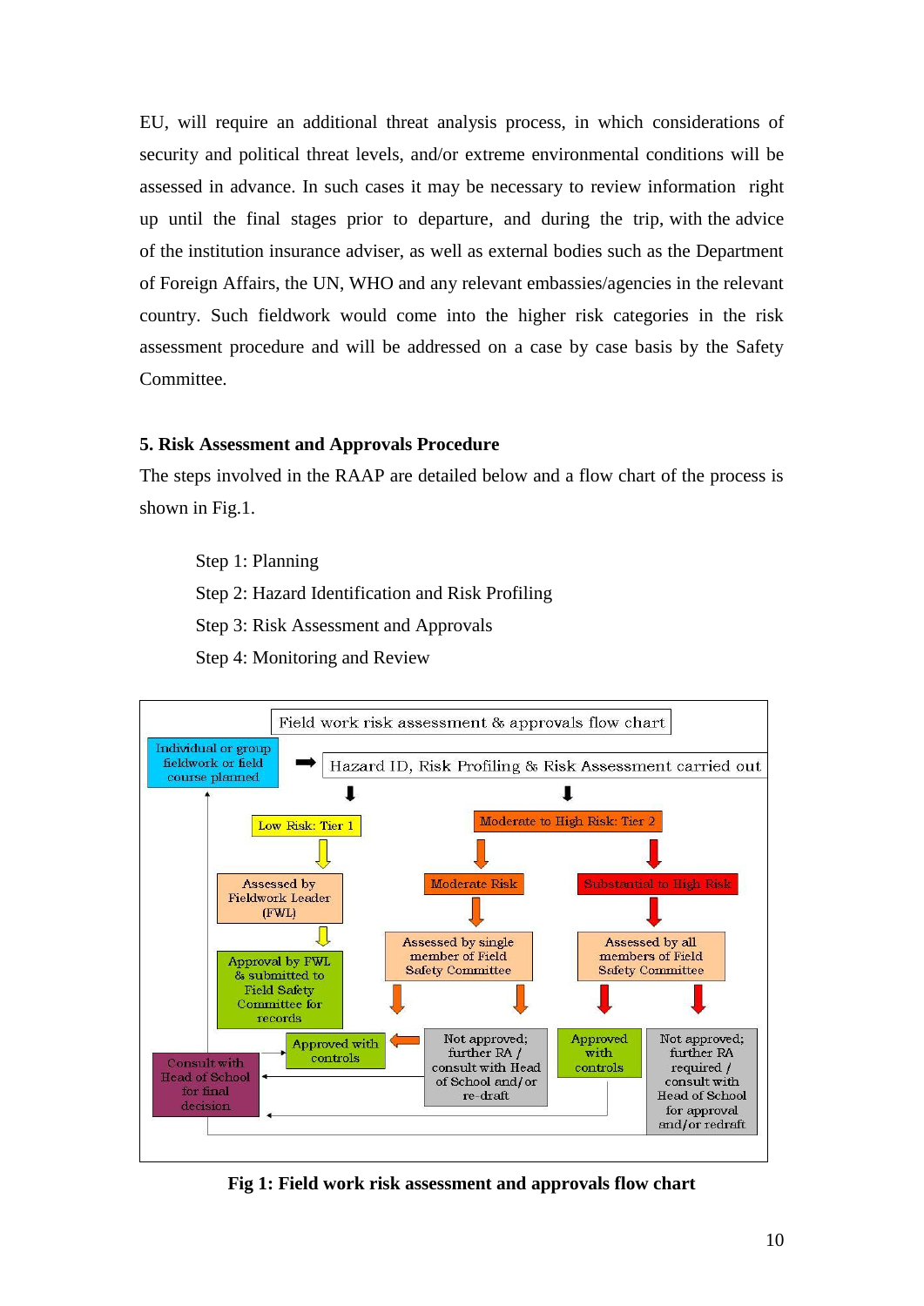EU, will require an additional threat analysis process, in which considerations of security and political threat levels, and/or extreme environmental conditions will be assessed in advance. In such cases it may be necessary to review information right up until the final stages prior to departure, and during the trip, with the advice of the institution insurance adviser, as well as external bodies such as the Department of Foreign Affairs, the UN, WHO and any relevant embassies/agencies in the relevant country. Such fieldwork would come into the higher risk categories in the risk assessment procedure and will be addressed on a case by case basis by the Safety Committee.

**5. Risk Assessment and Approvals Procedure**

The steps involved in the RAAP are detailed below and a flow chart of the process is shown in Fig.1.

Step 1: Planning
Step 2: Hazard Identification and Risk Profiling
Step 3: Risk Assessment and Approvals
Step 4: Monitoring and Review

Field work risk assessment & approvals flow chart

Individual or group fieldwork or field course planned

Hazard ID, Risk Profiling & Risk Assessment carried out

Low Risk: Tier 1

Assessed by Fieldwork Leader (FWL)

Approval by FWL & submitted to Field Safety Committee for records

Moderate to High Risk: Tier 2

Moderate Risk

Assessed by single member of Field Safety Committee

Approved with controls

Not approved; further RA / consult with Head of School and/or re-draft

Substantial to High Risk

Assessed by all members of Field Safety Committee

Approved with controls

Not approved; further RA required / consult with Head of School for approval and/or redraft

Consult with Head of School for final decision

**Fig 1: Field work risk assessment and approvals flow chart**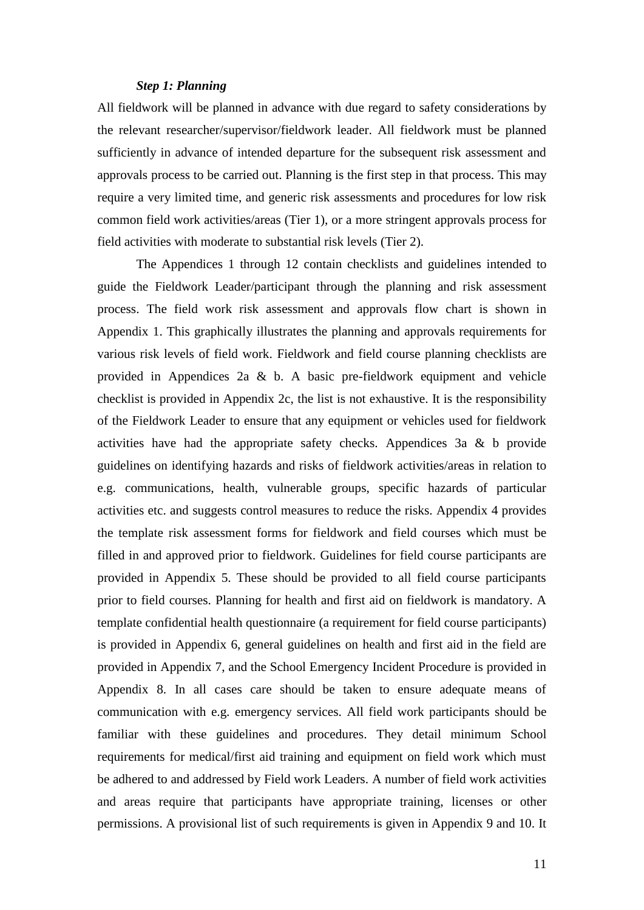***Step 1: Planning***

All fieldwork will be planned in advance with due regard to safety considerations by the relevant researcher/supervisor/fieldwork leader. All fieldwork must be planned sufficiently in advance of intended departure for the subsequent risk assessment and approvals process to be carried out. Planning is the first step in that process. This may require a very limited time, and generic risk assessments and procedures for low risk common field work activities/areas (Tier 1), or a more stringent approvals process for field activities with moderate to substantial risk levels (Tier 2).

The Appendices 1 through 12 contain checklists and guidelines intended to guide the Fieldwork Leader/participant through the planning and risk assessment process. The field work risk assessment and approvals flow chart is shown in Appendix 1. This graphically illustrates the planning and approvals requirements for various risk levels of field work. Fieldwork and field course planning checklists are provided in Appendices 2a & b. A basic pre-fieldwork equipment and vehicle checklist is provided in Appendix 2c, the list is not exhaustive. It is the responsibility of the Fieldwork Leader to ensure that any equipment or vehicles used for fieldwork activities have had the appropriate safety checks. Appendices 3a & b provide guidelines on identifying hazards and risks of fieldwork activities/areas in relation to e.g. communications, health, vulnerable groups, specific hazards of particular activities etc. and suggests control measures to reduce the risks. Appendix 4 provides the template risk assessment forms for fieldwork and field courses which must be filled in and approved prior to fieldwork. Guidelines for field course participants are provided in Appendix 5. These should be provided to all field course participants prior to field courses. Planning for health and first aid on fieldwork is mandatory. A template confidential health questionnaire (a requirement for field course participants) is provided in Appendix 6, general guidelines on health and first aid in the field are provided in Appendix 7, and the School Emergency Incident Procedure is provided in Appendix 8. In all cases care should be taken to ensure adequate means of communication with e.g. emergency services. All field work participants should be familiar with these guidelines and procedures. They detail minimum School requirements for medical/first aid training and equipment on field work which must be adhered to and addressed by Field work Leaders. A number of field work activities and areas require that participants have appropriate training, licenses or other permissions. A provisional list of such requirements is given in Appendix 9 and 10. It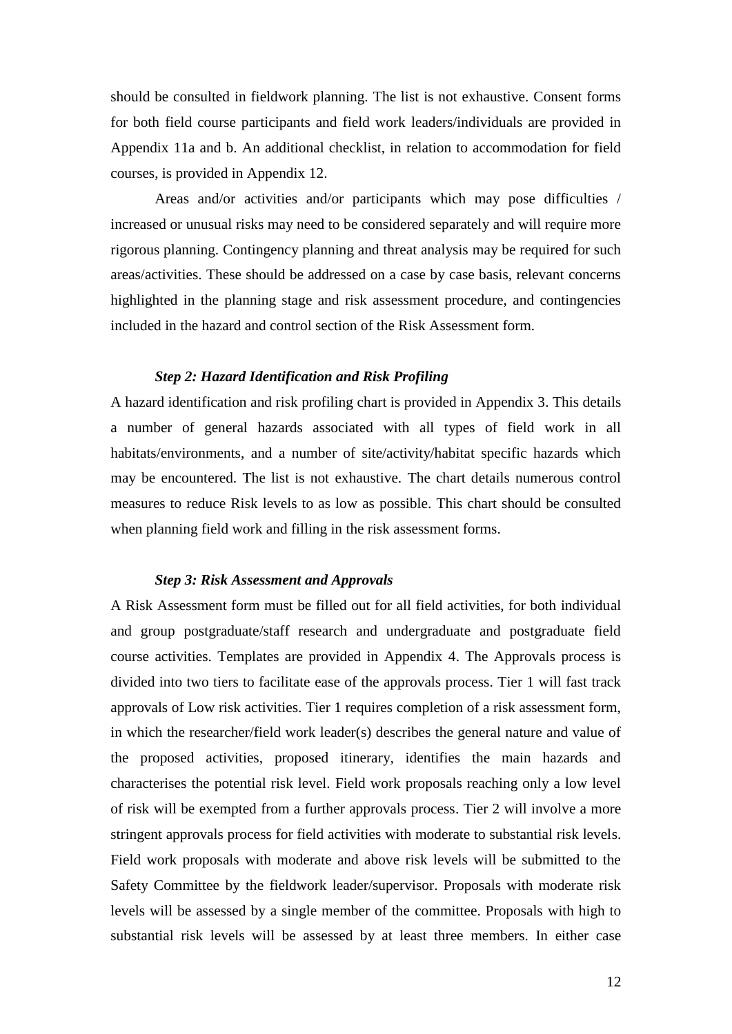should be consulted in fieldwork planning. The list is not exhaustive. Consent forms for both field course participants and field work leaders/individuals are provided in Appendix 11a and b. An additional checklist, in relation to accommodation for field courses, is provided in Appendix 12.

Areas and/or activities and/or participants which may pose difficulties / increased or unusual risks may need to be considered separately and will require more rigorous planning. Contingency planning and threat analysis may be required for such areas/activities. These should be addressed on a case by case basis, relevant concerns highlighted in the planning stage and risk assessment procedure, and contingencies included in the hazard and control section of the Risk Assessment form.

### *Step 2: Hazard Identification and Risk Profiling*

A hazard identification and risk profiling chart is provided in Appendix 3. This details a number of general hazards associated with all types of field work in all habitats/environments, and a number of site/activity/habitat specific hazards which may be encountered. The list is not exhaustive. The chart details numerous control measures to reduce Risk levels to as low as possible. This chart should be consulted when planning field work and filling in the risk assessment forms.

### *Step 3: Risk Assessment and Approvals*

A Risk Assessment form must be filled out for all field activities, for both individual and group postgraduate/staff research and undergraduate and postgraduate field course activities. Templates are provided in Appendix 4. The Approvals process is divided into two tiers to facilitate ease of the approvals process. Tier 1 will fast track approvals of Low risk activities. Tier 1 requires completion of a risk assessment form, in which the researcher/field work leader(s) describes the general nature and value of the proposed activities, proposed itinerary, identifies the main hazards and characterises the potential risk level. Field work proposals reaching only a low level of risk will be exempted from a further approvals process. Tier 2 will involve a more stringent approvals process for field activities with moderate to substantial risk levels. Field work proposals with moderate and above risk levels will be submitted to the Safety Committee by the fieldwork leader/supervisor. Proposals with moderate risk levels will be assessed by a single member of the committee. Proposals with high to substantial risk levels will be assessed by at least three members. In either case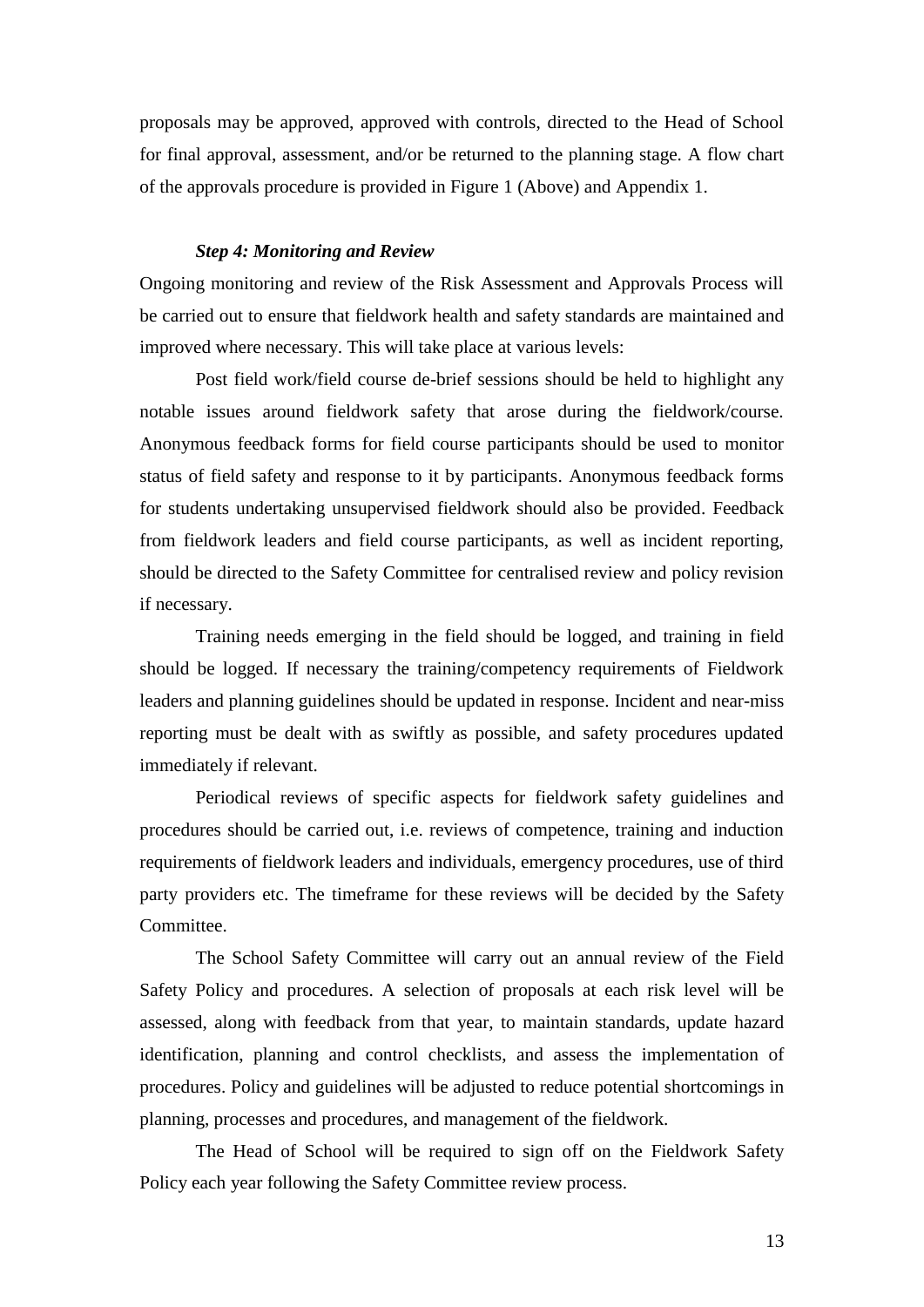proposals may be approved, approved with controls, directed to the Head of School for final approval, assessment, and/or be returned to the planning stage. A flow chart of the approvals procedure is provided in Figure 1 (Above) and Appendix 1.

### *Step 4: Monitoring and Review*

Ongoing monitoring and review of the Risk Assessment and Approvals Process will be carried out to ensure that fieldwork health and safety standards are maintained and improved where necessary. This will take place at various levels:

Post field work/field course de-brief sessions should be held to highlight any notable issues around fieldwork safety that arose during the fieldwork/course. Anonymous feedback forms for field course participants should be used to monitor status of field safety and response to it by participants. Anonymous feedback forms for students undertaking unsupervised fieldwork should also be provided. Feedback from fieldwork leaders and field course participants, as well as incident reporting, should be directed to the Safety Committee for centralised review and policy revision if necessary.

Training needs emerging in the field should be logged, and training in field should be logged. If necessary the training/competency requirements of Fieldwork leaders and planning guidelines should be updated in response. Incident and near-miss reporting must be dealt with as swiftly as possible, and safety procedures updated immediately if relevant.

Periodical reviews of specific aspects for fieldwork safety guidelines and procedures should be carried out, i.e. reviews of competence, training and induction requirements of fieldwork leaders and individuals, emergency procedures, use of third party providers etc. The timeframe for these reviews will be decided by the Safety Committee.

The School Safety Committee will carry out an annual review of the Field Safety Policy and procedures. A selection of proposals at each risk level will be assessed, along with feedback from that year, to maintain standards, update hazard identification, planning and control checklists, and assess the implementation of procedures. Policy and guidelines will be adjusted to reduce potential shortcomings in planning, processes and procedures, and management of the fieldwork.

The Head of School will be required to sign off on the Fieldwork Safety Policy each year following the Safety Committee review process.